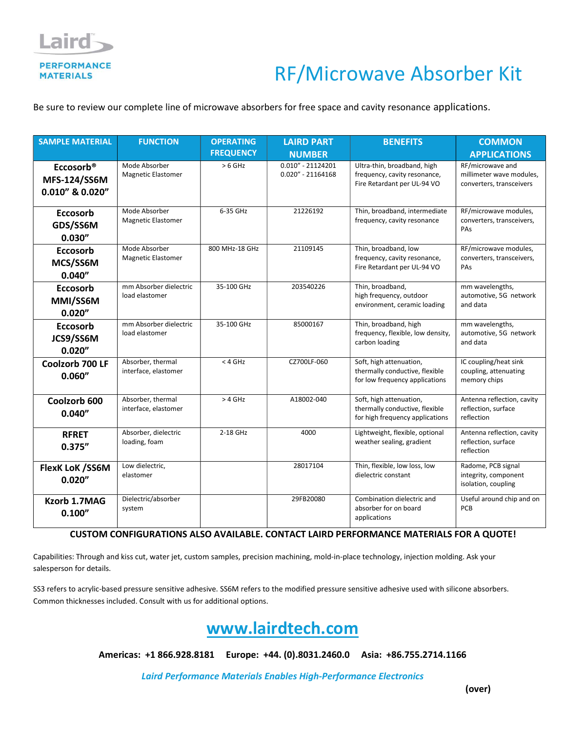Laird

PERFORMANCE MATERIALS

# RF/Microwave Absorber Kit

Be sure to review our complete line of microwave absorbers for free space and cavity resonance applications.

| SAMPLE MATERIAL | FUNCTION | OPERATING FREQUENCY | LAIRD PART NUMBER | BENEFITS | COMMON APPLICATIONS |
|---|---|---|---|---|---|
| **Eccosorb® MFS-124/SS6M 0.010" & 0.020"** | Mode Absorber Magnetic Elastomer | > 6 GHz | 0.010" - 21124201<br>0.020" - 21164168 | Ultra-thin, broadband, high frequency, cavity resonance, Fire Retardant per UL-94 VO | RF/microwave and millimeter wave modules, converters, transceivers |
| **Eccosorb GDS/SS6M 0.030"** | Mode Absorber Magnetic Elastomer | 6-35 GHz | 21226192 | Thin, broadband, intermediate frequency, cavity resonance | RF/microwave modules, converters, transceivers, PAs |
| **Eccosorb MCS/SS6M 0.040"** | Mode Absorber Magnetic Elastomer | 800 MHz-18 GHz | 21109145 | Thin, broadband, low frequency, cavity resonance, Fire Retardant per UL-94 VO | RF/microwave modules, converters, transceivers, PAs |
| **Eccosorb MMI/SS6M 0.020"** | mm Absorber dielectric load elastomer | 35-100 GHz | 203540226 | Thin, broadband, high frequency, outdoor environment, ceramic loading | mm wavelengths, automotive, 5G network and data |
| **Eccosorb JCS9/SS6M 0.020"** | mm Absorber dielectric load elastomer | 35-100 GHz | 85000167 | Thin, broadband, high frequency, flexible, low density, carbon loading | mm wavelengths, automotive, 5G network and data |
| **Coolzorb 700 LF 0.060"** | Absorber, thermal interface, elastomer | < 4 GHz | CZ700LF-060 | Soft, high attenuation, thermally conductive, flexible for low frequency applications | IC coupling/heat sink coupling, attenuating memory chips |
| **Coolzorb 600 0.040"** | Absorber, thermal interface, elastomer | > 4 GHz | A18002-040 | Soft, high attenuation, thermally conductive, flexible for high frequency applications | Antenna reflection, cavity reflection, surface reflection |
| **RFRET 0.375"** | Absorber, dielectric loading, foam | 2-18 GHz | 4000 | Lightweight, flexible, optional weather sealing, gradient | Antenna reflection, cavity reflection, surface reflection |
| **FlexK LoK /SS6M 0.020"** | Low dielectric, elastomer | | 28017104 | Thin, flexible, low loss, low dielectric constant | Radome, PCB signal integrity, component isolation, coupling |
| **Kzorb 1.7MAG 0.100"** | Dielectric/absorber system | | 29FB20080 | Combination dielectric and absorber for on board applications | Useful around chip and on PCB |

**CUSTOM CONFIGURATIONS ALSO AVAILABLE. CONTACT LAIRD PERFORMANCE MATERIALS FOR A QUOTE!**

Capabilities: Through and kiss cut, water jet, custom samples, precision machining, mold-in-place technology, injection molding. Ask your salesperson for details.

SS3 refers to acrylic-based pressure sensitive adhesive. SS6M refers to the modified pressure sensitive adhesive used with silicone absorbers. Common thicknesses included. Consult with us for additional options.

## www.lairdtech.com

**Americas: +1 866.928.8181 Europe: +44. (0).8031.2460.0 Asia: +86.755.2714.1166**

***Laird Performance Materials Enables High-Performance Electronics***

**(over)**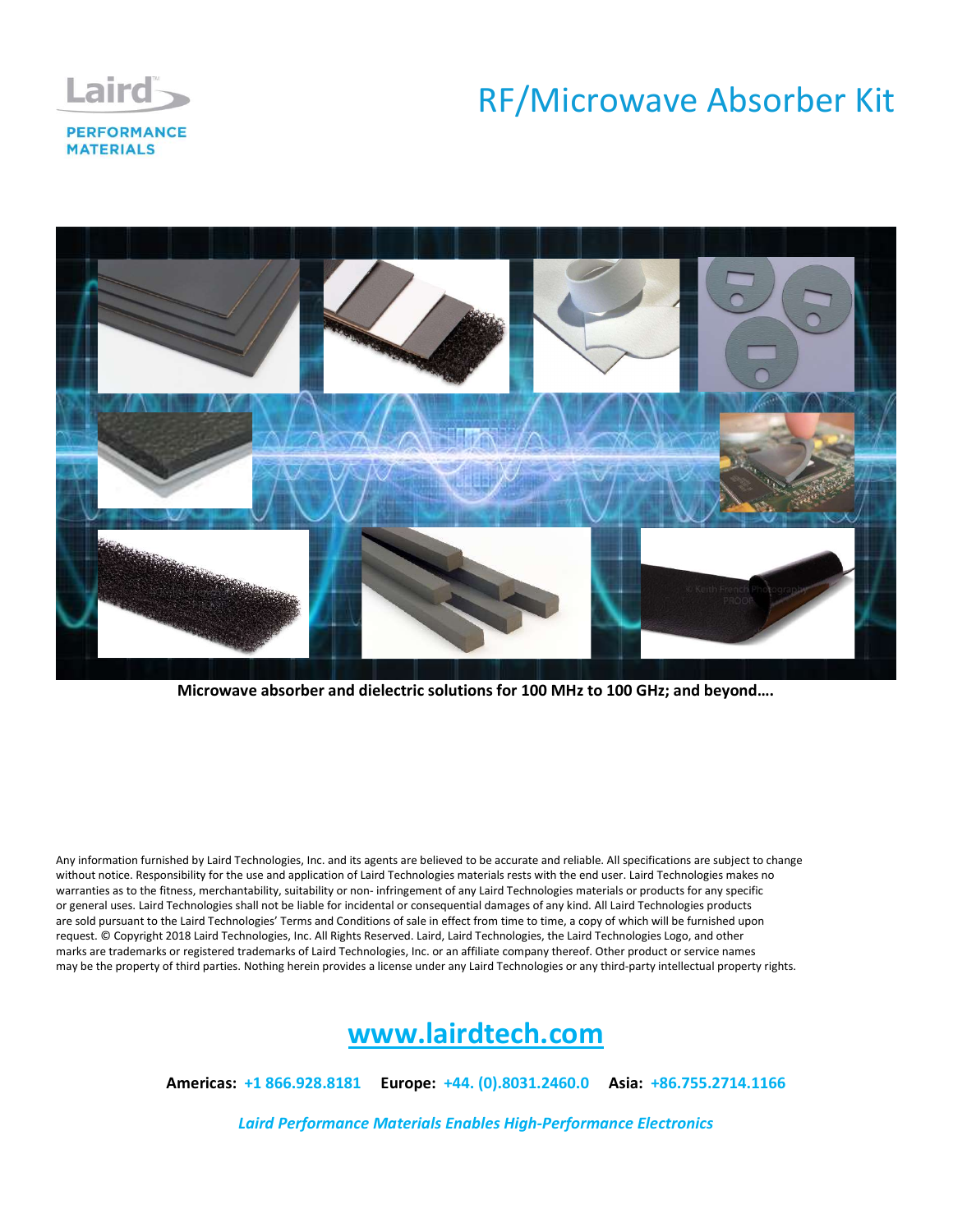# RF/Microwave Absorber Kit

Laird PERFORMANCE MATERIALS

**Microwave absorber and dielectric solutions for 100 MHz to 100 GHz; and beyond….**

Any information furnished by Laird Technologies, Inc. and its agents are believed to be accurate and reliable. All specifications are subject to change without notice. Responsibility for the use and application of Laird Technologies materials rests with the end user. Laird Technologies makes no warranties as to the fitness, merchantability, suitability or non- infringement of any Laird Technologies materials or products for any specific or general uses. Laird Technologies shall not be liable for incidental or consequential damages of any kind. All Laird Technologies products are sold pursuant to the Laird Technologies' Terms and Conditions of sale in effect from time to time, a copy of which will be furnished upon request. © Copyright 2018 Laird Technologies, Inc. All Rights Reserved. Laird, Laird Technologies, the Laird Technologies Logo, and other marks are trademarks or registered trademarks of Laird Technologies, Inc. or an affiliate company thereof. Other product or service names may be the property of third parties. Nothing herein provides a license under any Laird Technologies or any third-party intellectual property rights.

## www.lairdtech.com

**Americas:** **+1 866.928.8181** **Europe:** **+44. (0).8031.2460.0** **Asia:** **+86.755.2714.1166**

***Laird Performance Materials Enables High-Performance Electronics***